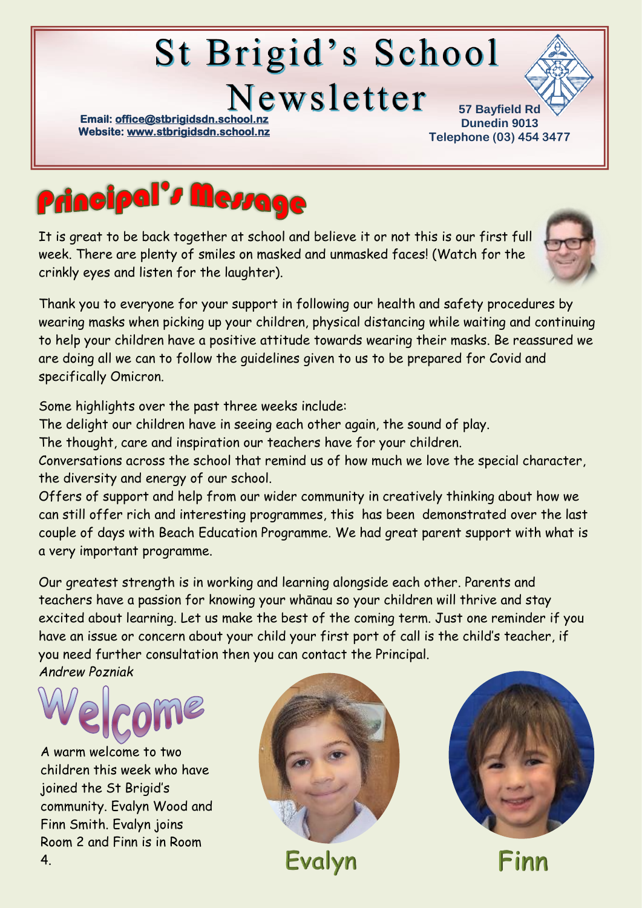# St Brigid's School Newsletter

**Email: office@stbrigidsdn.school.nz**
**Website: www.stbrigidsdn.school.nz**

**57 Bayfield Rd**
**Dunedin 9013**
**Telephone (03) 454 3477**

## Principal's Message

It is great to be back together at school and believe it or not this is our first full week. There are plenty of smiles on masked and unmasked faces! (Watch for the crinkly eyes and listen for the laughter).

Thank you to everyone for your support in following our health and safety procedures by wearing masks when picking up your children, physical distancing while waiting and continuing to help your children have a positive attitude towards wearing their masks. Be reassured we are doing all we can to follow the guidelines given to us to be prepared for Covid and specifically Omicron.

Some highlights over the past three weeks include:
The delight our children have in seeing each other again, the sound of play.
The thought, care and inspiration our teachers have for your children.
Conversations across the school that remind us of how much we love the special character, the diversity and energy of our school.
Offers of support and help from our wider community in creatively thinking about how we can still offer rich and interesting programmes, this has been demonstrated over the last couple of days with Beach Education Programme. We had great parent support with what is a very important programme.

Our greatest strength is in working and learning alongside each other. Parents and teachers have a passion for knowing your whānau so your children will thrive and stay excited about learning. Let us make the best of the coming term. Just one reminder if you have an issue or concern about your child your first port of call is the child's teacher, if you need further consultation then you can contact the Principal.
*Andrew Pozniak*

## Welcome

A warm welcome to two children this week who have joined the St Brigid's community. Evalyn Wood and Finn Smith. Evalyn joins Room 2 and Finn is in Room 4.

Evalyn

Finn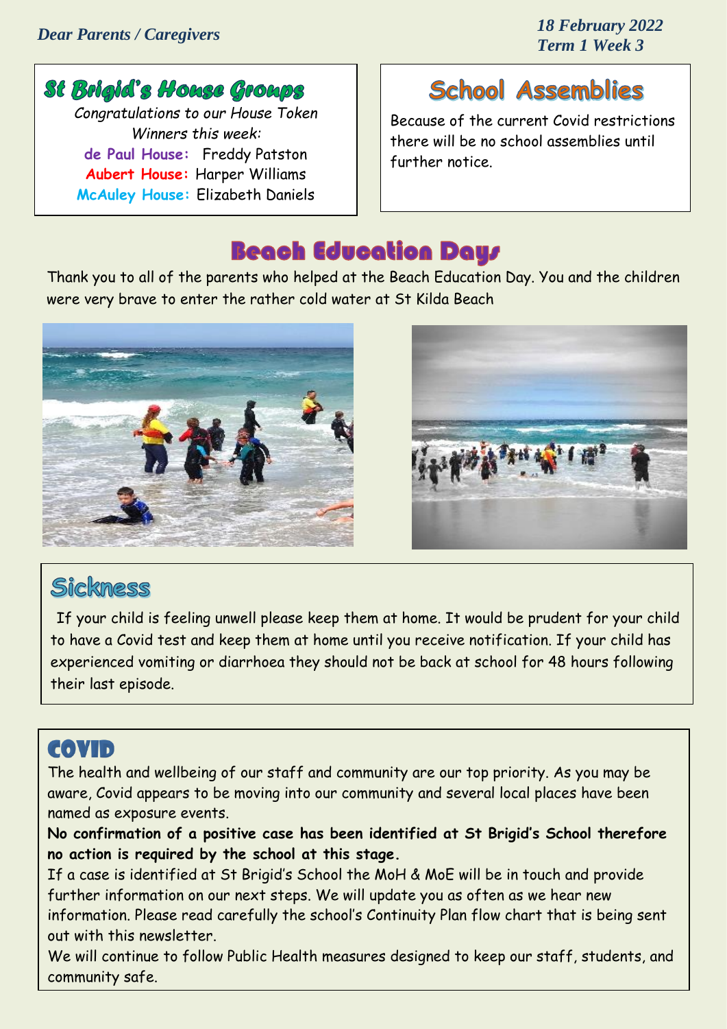*Dear Parents / Caregivers*

***18 February 2022***
***Term 1 Week 3***

## St Brigid's House Groups

*Congratulations to our House Token Winners this week:*

**de Paul House:** Freddy Patston
**Aubert House:** Harper Williams
**McAuley House:** Elizabeth Daniels

## School Assemblies

Because of the current Covid restrictions there will be no school assemblies until further notice.

## Beach Education Days

Thank you to all of the parents who helped at the Beach Education Day. You and the children were very brave to enter the rather cold water at St Kilda Beach

## Sickness

If your child is feeling unwell please keep them at home. It would be prudent for your child to have a Covid test and keep them at home until you receive notification. If your child has experienced vomiting or diarrhoea they should not be back at school for 48 hours following their last episode.

## COVID

The health and wellbeing of our staff and community are our top priority. As you may be aware, Covid appears to be moving into our community and several local places have been named as exposure events.

**No confirmation of a positive case has been identified at St Brigid's School therefore no action is required by the school at this stage.**

If a case is identified at St Brigid's School the MoH & MoE will be in touch and provide further information on our next steps. We will update you as often as we hear new information. Please read carefully the school's Continuity Plan flow chart that is being sent out with this newsletter.

We will continue to follow Public Health measures designed to keep our staff, students, and community safe.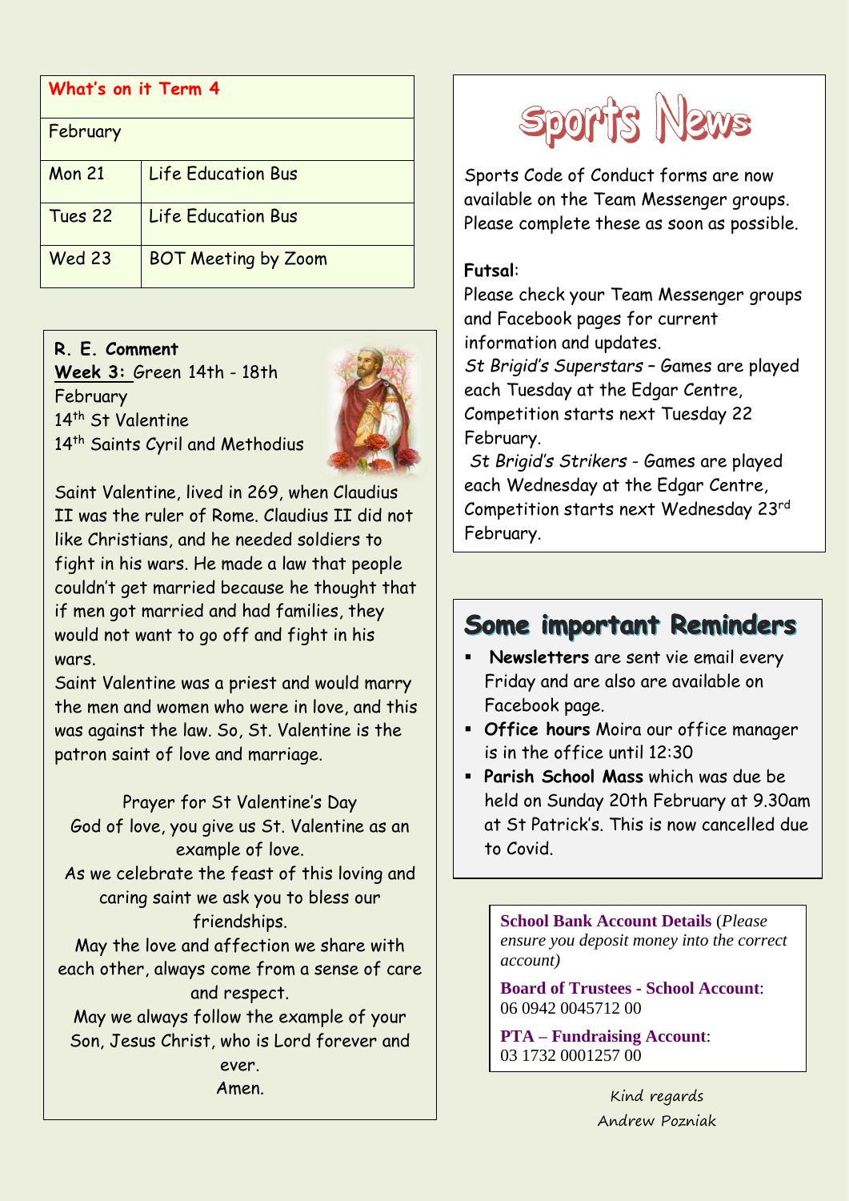| What's on it Term 4 | |
|---|---|
| February | |
| Mon 21 | Life Education Bus |
| Tues 22 | Life Education Bus |
| Wed 23 | BOT Meeting by Zoom |

**R. E. Comment**

**Week 3:** Green 14th - 18th February

14th St Valentine

14th Saints Cyril and Methodius

Saint Valentine, lived in 269, when Claudius II was the ruler of Rome. Claudius II did not like Christians, and he needed soldiers to fight in his wars. He made a law that people couldn't get married because he thought that if men got married and had families, they would not want to go off and fight in his wars.

Saint Valentine was a priest and would marry the men and women who were in love, and this was against the law. So, St. Valentine is the patron saint of love and marriage.

Prayer for St Valentine's Day

God of love, you give us St. Valentine as an example of love.

As we celebrate the feast of this loving and caring saint we ask you to bless our friendships.

May the love and affection we share with each other, always come from a sense of care and respect.

May we always follow the example of your Son, Jesus Christ, who is Lord forever and ever.

Amen.

## Sports News

Sports Code of Conduct forms are now available on the Team Messenger groups. Please complete these as soon as possible.

**Futsal**:

Please check your Team Messenger groups and Facebook pages for current information and updates.

*St Brigid's Superstars* – Games are played each Tuesday at the Edgar Centre, Competition starts next Tuesday 22 February.

*St Brigid's Strikers* - Games are played each Wednesday at the Edgar Centre, Competition starts next Wednesday 23rd February.

## Some important Reminders

- **Newsletters** are sent vie email every Friday and are also are available on Facebook page.
- **Office hours** Moira our office manager is in the office until 12:30
- **Parish School Mass** which was due be held on Sunday 20th February at 9.30am at St Patrick's. This is now cancelled due to Covid.

**School Bank Account Details** (*Please ensure you deposit money into the correct account)*

**Board of Trustees - School Account**: 06 0942 0045712 00

**PTA – Fundraising Account**: 03 1732 0001257 00

Kind regards

Andrew Pozniak